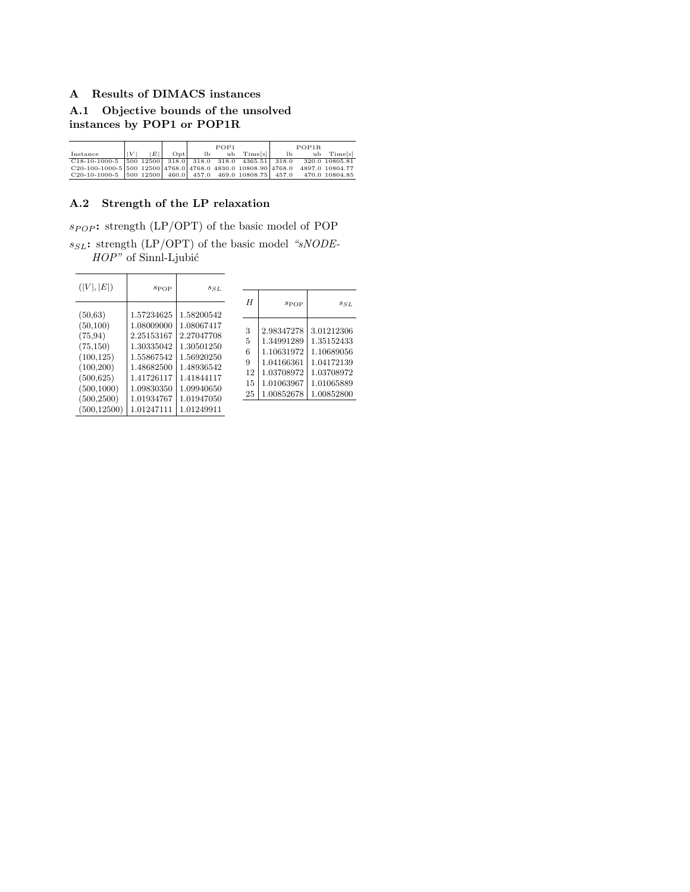## A Results of DIMACS instances

### A.1 Objective bounds of the unsolved instances by POP1 or POP1R

| Instance | $\lvert V \rvert$ | $\lvert E \rvert$ | Opt | POP1 | | | POP1R | | |
|---|---|---|---|---|---|---|---|---|---|
| | | | | lb | ub | Time[s] | lb | ub | Time[s] |
| C18-10-1000-5 | 500 | 12500 | 318.0 | 318.0 | 318.0 | 4365.51 | 318.0 | 320.0 | 10805.81 |
| C20-100-1000-5 | 500 | 12500 | 4768.0 | 4768.0 | 4830.0 | 10808.90 | 4768.0 | 4897.0 | 10804.77 |
| C20-10-1000-5 | 500 | 12500 | 460.0 | 457.0 | 469.0 | 10808.75 | 457.0 | 470.0 | 10804.85 |

### A.2 Strength of the LP relaxation

$s_{POP}$: strength (LP/OPT) of the basic model of POP

$s_{SL}$: strength (LP/OPT) of the basic model *"sNODE-HOP"* of Sinnl-Ljubić

| $(\lvert V \rvert, \lvert E \rvert)$ | $s_{\text{POP}}$ | $s_{SL}$ |
|---|---|---|
| (50,63) | 1.57234625 | 1.58200542 |
| (50,100) | 1.08009000 | 1.08067417 |
| (75,94) | 2.25153167 | 2.27047708 |
| (75,150) | 1.30335042 | 1.30501250 |
| (100,125) | 1.55867542 | 1.56920250 |
| (100,200) | 1.48682500 | 1.48936542 |
| (500,625) | 1.41726117 | 1.41844117 |
| (500,1000) | 1.09830350 | 1.09940650 |
| (500,2500) | 1.01934767 | 1.01947050 |
| (500,12500) | 1.01247111 | 1.01249911 |

| $H$ | $s_{\text{POP}}$ | $s_{SL}$ |
|---|---|---|
| 3 | 2.98347278 | 3.01212306 |
| 5 | 1.34991289 | 1.35152433 |
| 6 | 1.10631972 | 1.10689056 |
| 9 | 1.04166361 | 1.04172139 |
| 12 | 1.03708972 | 1.03708972 |
| 15 | 1.01063967 | 1.01065889 |
| 25 | 1.00852678 | 1.00852800 |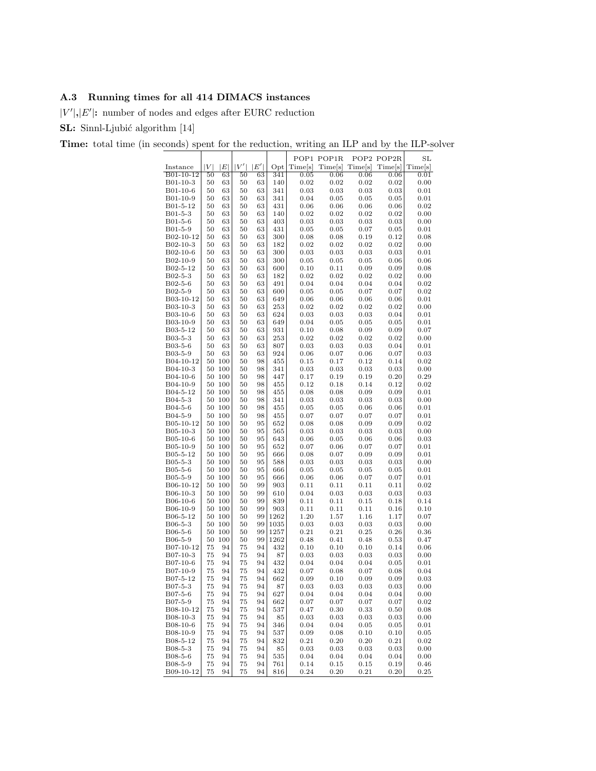### A.3 Running times for all 414 DIMACS instances

**$|V'|$,$|E'|$:** number of nodes and edges after EURC reduction

**SL:** Sinnl-Ljubić algorithm [14]

**Time:** total time (in seconds) spent for the reduction, writing an ILP and by the ILP-solver

| Instance | $\|V\|$ | $\|E\|$ | $\|V'\|$ | $\|E'\|$ | Opt | POP1 Time[s] | POP1R Time[s] | POP2 Time[s] | POP2R Time[s] | SL Time[s] |
|---|---|---|---|---|---|---|---|---|---|---|
| B01-10-12 | 50 | 63 | 50 | 63 | 341 | 0.05 | 0.06 | 0.06 | 0.06 | 0.01 |
| B01-10-3 | 50 | 63 | 50 | 63 | 140 | 0.02 | 0.02 | 0.02 | 0.02 | 0.00 |
| B01-10-6 | 50 | 63 | 50 | 63 | 341 | 0.03 | 0.03 | 0.03 | 0.03 | 0.01 |
| B01-10-9 | 50 | 63 | 50 | 63 | 341 | 0.04 | 0.05 | 0.05 | 0.05 | 0.01 |
| B01-5-12 | 50 | 63 | 50 | 63 | 431 | 0.06 | 0.06 | 0.06 | 0.06 | 0.02 |
| B01-5-3 | 50 | 63 | 50 | 63 | 140 | 0.02 | 0.02 | 0.02 | 0.02 | 0.00 |
| B01-5-6 | 50 | 63 | 50 | 63 | 403 | 0.03 | 0.03 | 0.03 | 0.03 | 0.00 |
| B01-5-9 | 50 | 63 | 50 | 63 | 431 | 0.05 | 0.05 | 0.07 | 0.05 | 0.01 |
| B02-10-12 | 50 | 63 | 50 | 63 | 300 | 0.08 | 0.08 | 0.19 | 0.12 | 0.08 |
| B02-10-3 | 50 | 63 | 50 | 63 | 182 | 0.02 | 0.02 | 0.02 | 0.02 | 0.00 |
| B02-10-6 | 50 | 63 | 50 | 63 | 300 | 0.03 | 0.03 | 0.03 | 0.03 | 0.01 |
| B02-10-9 | 50 | 63 | 50 | 63 | 300 | 0.05 | 0.05 | 0.05 | 0.06 | 0.06 |
| B02-5-12 | 50 | 63 | 50 | 63 | 600 | 0.10 | 0.11 | 0.09 | 0.09 | 0.08 |
| B02-5-3 | 50 | 63 | 50 | 63 | 182 | 0.02 | 0.02 | 0.02 | 0.02 | 0.00 |
| B02-5-6 | 50 | 63 | 50 | 63 | 491 | 0.04 | 0.04 | 0.04 | 0.04 | 0.02 |
| B02-5-9 | 50 | 63 | 50 | 63 | 600 | 0.05 | 0.05 | 0.07 | 0.07 | 0.02 |
| B03-10-12 | 50 | 63 | 50 | 63 | 649 | 0.06 | 0.06 | 0.06 | 0.06 | 0.01 |
| B03-10-3 | 50 | 63 | 50 | 63 | 253 | 0.02 | 0.02 | 0.02 | 0.02 | 0.00 |
| B03-10-6 | 50 | 63 | 50 | 63 | 624 | 0.03 | 0.03 | 0.03 | 0.04 | 0.01 |
| B03-10-9 | 50 | 63 | 50 | 63 | 649 | 0.04 | 0.05 | 0.05 | 0.05 | 0.01 |
| B03-5-12 | 50 | 63 | 50 | 63 | 931 | 0.10 | 0.08 | 0.09 | 0.09 | 0.07 |
| B03-5-3 | 50 | 63 | 50 | 63 | 253 | 0.02 | 0.02 | 0.02 | 0.02 | 0.00 |
| B03-5-6 | 50 | 63 | 50 | 63 | 807 | 0.03 | 0.03 | 0.03 | 0.04 | 0.01 |
| B03-5-9 | 50 | 63 | 50 | 63 | 924 | 0.06 | 0.07 | 0.06 | 0.07 | 0.03 |
| B04-10-12 | 50 | 100 | 50 | 98 | 455 | 0.15 | 0.17 | 0.12 | 0.14 | 0.02 |
| B04-10-3 | 50 | 100 | 50 | 98 | 341 | 0.03 | 0.03 | 0.03 | 0.03 | 0.00 |
| B04-10-6 | 50 | 100 | 50 | 98 | 447 | 0.17 | 0.19 | 0.19 | 0.20 | 0.29 |
| B04-10-9 | 50 | 100 | 50 | 98 | 455 | 0.12 | 0.18 | 0.14 | 0.12 | 0.02 |
| B04-5-12 | 50 | 100 | 50 | 98 | 455 | 0.08 | 0.08 | 0.09 | 0.09 | 0.01 |
| B04-5-3 | 50 | 100 | 50 | 98 | 341 | 0.03 | 0.03 | 0.03 | 0.03 | 0.00 |
| B04-5-6 | 50 | 100 | 50 | 98 | 455 | 0.05 | 0.05 | 0.06 | 0.06 | 0.01 |
| B04-5-9 | 50 | 100 | 50 | 98 | 455 | 0.07 | 0.07 | 0.07 | 0.07 | 0.01 |
| B05-10-12 | 50 | 100 | 50 | 95 | 652 | 0.08 | 0.08 | 0.09 | 0.09 | 0.02 |
| B05-10-3 | 50 | 100 | 50 | 95 | 565 | 0.03 | 0.03 | 0.03 | 0.03 | 0.00 |
| B05-10-6 | 50 | 100 | 50 | 95 | 643 | 0.06 | 0.05 | 0.06 | 0.06 | 0.03 |
| B05-10-9 | 50 | 100 | 50 | 95 | 652 | 0.07 | 0.06 | 0.07 | 0.07 | 0.01 |
| B05-5-12 | 50 | 100 | 50 | 95 | 666 | 0.08 | 0.07 | 0.09 | 0.09 | 0.01 |
| B05-5-3 | 50 | 100 | 50 | 95 | 588 | 0.03 | 0.03 | 0.03 | 0.03 | 0.00 |
| B05-5-6 | 50 | 100 | 50 | 95 | 666 | 0.05 | 0.05 | 0.05 | 0.05 | 0.01 |
| B05-5-9 | 50 | 100 | 50 | 95 | 666 | 0.06 | 0.06 | 0.07 | 0.07 | 0.01 |
| B06-10-12 | 50 | 100 | 50 | 99 | 903 | 0.11 | 0.11 | 0.11 | 0.11 | 0.02 |
| B06-10-3 | 50 | 100 | 50 | 99 | 610 | 0.04 | 0.03 | 0.03 | 0.03 | 0.03 |
| B06-10-6 | 50 | 100 | 50 | 99 | 839 | 0.11 | 0.11 | 0.15 | 0.18 | 0.14 |
| B06-10-9 | 50 | 100 | 50 | 99 | 903 | 0.11 | 0.11 | 0.11 | 0.16 | 0.10 |
| B06-5-12 | 50 | 100 | 50 | 99 | 1262 | 1.20 | 1.57 | 1.16 | 1.17 | 0.07 |
| B06-5-3 | 50 | 100 | 50 | 99 | 1035 | 0.03 | 0.03 | 0.03 | 0.03 | 0.00 |
| B06-5-6 | 50 | 100 | 50 | 99 | 1257 | 0.21 | 0.21 | 0.25 | 0.26 | 0.36 |
| B06-5-9 | 50 | 100 | 50 | 99 | 1262 | 0.48 | 0.41 | 0.48 | 0.53 | 0.47 |
| B07-10-12 | 75 | 94 | 75 | 94 | 432 | 0.10 | 0.10 | 0.10 | 0.14 | 0.06 |
| B07-10-3 | 75 | 94 | 75 | 94 | 87 | 0.03 | 0.03 | 0.03 | 0.03 | 0.00 |
| B07-10-6 | 75 | 94 | 75 | 94 | 432 | 0.04 | 0.04 | 0.04 | 0.05 | 0.01 |
| B07-10-9 | 75 | 94 | 75 | 94 | 432 | 0.07 | 0.08 | 0.07 | 0.08 | 0.04 |
| B07-5-12 | 75 | 94 | 75 | 94 | 662 | 0.09 | 0.10 | 0.09 | 0.09 | 0.03 |
| B07-5-3 | 75 | 94 | 75 | 94 | 87 | 0.03 | 0.03 | 0.03 | 0.03 | 0.00 |
| B07-5-6 | 75 | 94 | 75 | 94 | 627 | 0.04 | 0.04 | 0.04 | 0.04 | 0.00 |
| B07-5-9 | 75 | 94 | 75 | 94 | 662 | 0.07 | 0.07 | 0.07 | 0.07 | 0.02 |
| B08-10-12 | 75 | 94 | 75 | 94 | 537 | 0.47 | 0.30 | 0.33 | 0.50 | 0.08 |
| B08-10-3 | 75 | 94 | 75 | 94 | 85 | 0.03 | 0.03 | 0.03 | 0.03 | 0.00 |
| B08-10-6 | 75 | 94 | 75 | 94 | 346 | 0.04 | 0.04 | 0.05 | 0.05 | 0.01 |
| B08-10-9 | 75 | 94 | 75 | 94 | 537 | 0.09 | 0.08 | 0.10 | 0.10 | 0.05 |
| B08-5-12 | 75 | 94 | 75 | 94 | 832 | 0.21 | 0.20 | 0.20 | 0.21 | 0.02 |
| B08-5-3 | 75 | 94 | 75 | 94 | 85 | 0.03 | 0.03 | 0.03 | 0.03 | 0.00 |
| B08-5-6 | 75 | 94 | 75 | 94 | 535 | 0.04 | 0.04 | 0.04 | 0.04 | 0.00 |
| B08-5-9 | 75 | 94 | 75 | 94 | 761 | 0.14 | 0.15 | 0.15 | 0.19 | 0.46 |
| B09-10-12 | 75 | 94 | 75 | 94 | 816 | 0.24 | 0.20 | 0.21 | 0.20 | 0.25 |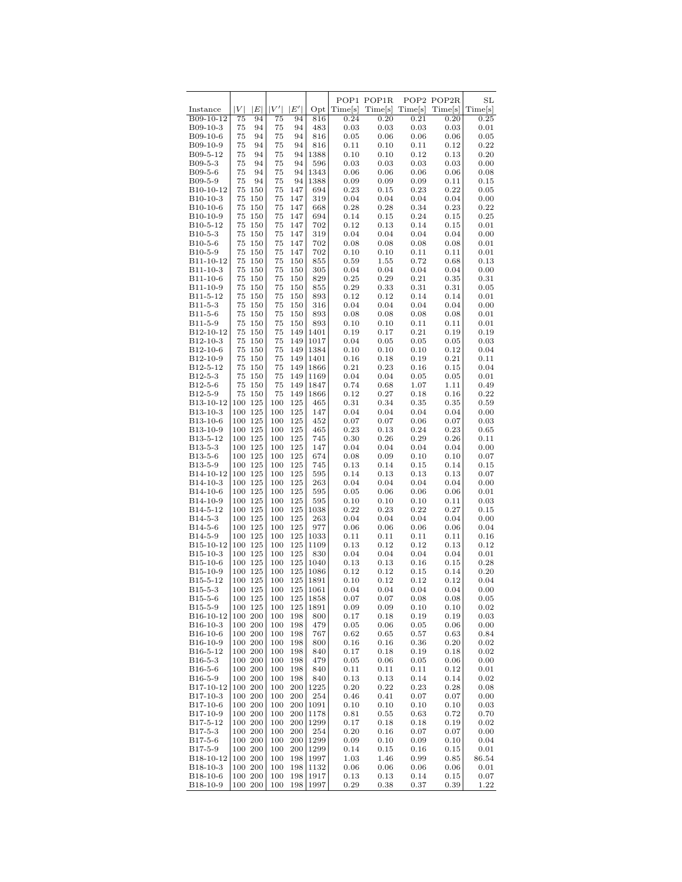| Instance | $\|V\|$ | $\|E\|$ | $\|V'\|$ | $\|E'\|$ | Opt | POP1 Time[s] | POP1R Time[s] | POP2 Time[s] | POP2R Time[s] | SL Time[s] |
|---|---|---|---|---|---|---|---|---|---|---|
| B09-10-12 | 75 | 94 | 75 | 94 | 816 | 0.24 | 0.20 | 0.21 | 0.20 | 0.25 |
| B09-10-3 | 75 | 94 | 75 | 94 | 483 | 0.03 | 0.03 | 0.03 | 0.03 | 0.01 |
| B09-10-6 | 75 | 94 | 75 | 94 | 816 | 0.05 | 0.06 | 0.06 | 0.06 | 0.05 |
| B09-10-9 | 75 | 94 | 75 | 94 | 816 | 0.11 | 0.10 | 0.11 | 0.12 | 0.22 |
| B09-5-12 | 75 | 94 | 75 | 94 | 1388 | 0.10 | 0.10 | 0.12 | 0.13 | 0.20 |
| B09-5-3 | 75 | 94 | 75 | 94 | 596 | 0.03 | 0.03 | 0.03 | 0.03 | 0.00 |
| B09-5-6 | 75 | 94 | 75 | 94 | 1343 | 0.06 | 0.06 | 0.06 | 0.06 | 0.08 |
| B09-5-9 | 75 | 94 | 75 | 94 | 1388 | 0.09 | 0.09 | 0.09 | 0.11 | 0.15 |
| B10-10-12 | 75 | 150 | 75 | 147 | 694 | 0.23 | 0.15 | 0.23 | 0.22 | 0.05 |
| B10-10-3 | 75 | 150 | 75 | 147 | 319 | 0.04 | 0.04 | 0.04 | 0.04 | 0.00 |
| B10-10-6 | 75 | 150 | 75 | 147 | 668 | 0.28 | 0.28 | 0.34 | 0.23 | 0.22 |
| B10-10-9 | 75 | 150 | 75 | 147 | 694 | 0.14 | 0.15 | 0.24 | 0.15 | 0.25 |
| B10-5-12 | 75 | 150 | 75 | 147 | 702 | 0.12 | 0.13 | 0.14 | 0.15 | 0.01 |
| B10-5-3 | 75 | 150 | 75 | 147 | 319 | 0.04 | 0.04 | 0.04 | 0.04 | 0.00 |
| B10-5-6 | 75 | 150 | 75 | 147 | 702 | 0.08 | 0.08 | 0.08 | 0.08 | 0.01 |
| B10-5-9 | 75 | 150 | 75 | 147 | 702 | 0.10 | 0.10 | 0.11 | 0.11 | 0.01 |
| B11-10-12 | 75 | 150 | 75 | 150 | 855 | 0.59 | 1.55 | 0.72 | 0.68 | 0.13 |
| B11-10-3 | 75 | 150 | 75 | 150 | 305 | 0.04 | 0.04 | 0.04 | 0.04 | 0.00 |
| B11-10-6 | 75 | 150 | 75 | 150 | 829 | 0.25 | 0.29 | 0.21 | 0.35 | 0.31 |
| B11-10-9 | 75 | 150 | 75 | 150 | 855 | 0.29 | 0.33 | 0.31 | 0.31 | 0.05 |
| B11-5-12 | 75 | 150 | 75 | 150 | 893 | 0.12 | 0.12 | 0.14 | 0.14 | 0.01 |
| B11-5-3 | 75 | 150 | 75 | 150 | 316 | 0.04 | 0.04 | 0.04 | 0.04 | 0.00 |
| B11-5-6 | 75 | 150 | 75 | 150 | 893 | 0.08 | 0.08 | 0.08 | 0.08 | 0.01 |
| B11-5-9 | 75 | 150 | 75 | 150 | 893 | 0.10 | 0.10 | 0.11 | 0.11 | 0.01 |
| B12-10-12 | 75 | 150 | 75 | 149 | 1401 | 0.19 | 0.17 | 0.21 | 0.19 | 0.19 |
| B12-10-3 | 75 | 150 | 75 | 149 | 1017 | 0.04 | 0.05 | 0.05 | 0.05 | 0.03 |
| B12-10-6 | 75 | 150 | 75 | 149 | 1384 | 0.10 | 0.10 | 0.10 | 0.12 | 0.04 |
| B12-10-9 | 75 | 150 | 75 | 149 | 1401 | 0.16 | 0.18 | 0.19 | 0.21 | 0.11 |
| B12-5-12 | 75 | 150 | 75 | 149 | 1866 | 0.21 | 0.23 | 0.16 | 0.15 | 0.04 |
| B12-5-3 | 75 | 150 | 75 | 149 | 1169 | 0.04 | 0.04 | 0.05 | 0.05 | 0.01 |
| B12-5-6 | 75 | 150 | 75 | 149 | 1847 | 0.74 | 0.68 | 1.07 | 1.11 | 0.49 |
| B12-5-9 | 75 | 150 | 75 | 149 | 1866 | 0.12 | 0.27 | 0.18 | 0.16 | 0.22 |
| B13-10-12 | 100 | 125 | 100 | 125 | 465 | 0.31 | 0.34 | 0.35 | 0.35 | 0.59 |
| B13-10-3 | 100 | 125 | 100 | 125 | 147 | 0.04 | 0.04 | 0.04 | 0.04 | 0.00 |
| B13-10-6 | 100 | 125 | 100 | 125 | 452 | 0.07 | 0.07 | 0.06 | 0.07 | 0.03 |
| B13-10-9 | 100 | 125 | 100 | 125 | 465 | 0.23 | 0.13 | 0.24 | 0.23 | 0.65 |
| B13-5-12 | 100 | 125 | 100 | 125 | 745 | 0.30 | 0.26 | 0.29 | 0.26 | 0.11 |
| B13-5-3 | 100 | 125 | 100 | 125 | 147 | 0.04 | 0.04 | 0.04 | 0.04 | 0.00 |
| B13-5-6 | 100 | 125 | 100 | 125 | 674 | 0.08 | 0.09 | 0.10 | 0.10 | 0.07 |
| B13-5-9 | 100 | 125 | 100 | 125 | 745 | 0.13 | 0.14 | 0.15 | 0.14 | 0.15 |
| B14-10-12 | 100 | 125 | 100 | 125 | 595 | 0.14 | 0.13 | 0.13 | 0.13 | 0.07 |
| B14-10-3 | 100 | 125 | 100 | 125 | 263 | 0.04 | 0.04 | 0.04 | 0.04 | 0.00 |
| B14-10-6 | 100 | 125 | 100 | 125 | 595 | 0.05 | 0.06 | 0.06 | 0.06 | 0.01 |
| B14-10-9 | 100 | 125 | 100 | 125 | 595 | 0.10 | 0.10 | 0.10 | 0.11 | 0.03 |
| B14-5-12 | 100 | 125 | 100 | 125 | 1038 | 0.22 | 0.23 | 0.22 | 0.27 | 0.15 |
| B14-5-3 | 100 | 125 | 100 | 125 | 263 | 0.04 | 0.04 | 0.04 | 0.04 | 0.00 |
| B14-5-6 | 100 | 125 | 100 | 125 | 977 | 0.06 | 0.06 | 0.06 | 0.06 | 0.04 |
| B14-5-9 | 100 | 125 | 100 | 125 | 1033 | 0.11 | 0.11 | 0.11 | 0.11 | 0.16 |
| B15-10-12 | 100 | 125 | 100 | 125 | 1109 | 0.13 | 0.12 | 0.12 | 0.13 | 0.12 |
| B15-10-3 | 100 | 125 | 100 | 125 | 830 | 0.04 | 0.04 | 0.04 | 0.04 | 0.01 |
| B15-10-6 | 100 | 125 | 100 | 125 | 1040 | 0.13 | 0.13 | 0.16 | 0.15 | 0.28 |
| B15-10-9 | 100 | 125 | 100 | 125 | 1086 | 0.12 | 0.12 | 0.15 | 0.14 | 0.20 |
| B15-5-12 | 100 | 125 | 100 | 125 | 1891 | 0.10 | 0.12 | 0.12 | 0.12 | 0.04 |
| B15-5-3 | 100 | 125 | 100 | 125 | 1061 | 0.04 | 0.04 | 0.04 | 0.04 | 0.00 |
| B15-5-6 | 100 | 125 | 100 | 125 | 1858 | 0.07 | 0.07 | 0.08 | 0.08 | 0.05 |
| B15-5-9 | 100 | 125 | 100 | 125 | 1891 | 0.09 | 0.09 | 0.10 | 0.10 | 0.02 |
| B16-10-12 | 100 | 200 | 100 | 198 | 800 | 0.17 | 0.18 | 0.19 | 0.19 | 0.03 |
| B16-10-3 | 100 | 200 | 100 | 198 | 479 | 0.05 | 0.06 | 0.05 | 0.06 | 0.00 |
| B16-10-6 | 100 | 200 | 100 | 198 | 767 | 0.62 | 0.65 | 0.57 | 0.63 | 0.84 |
| B16-10-9 | 100 | 200 | 100 | 198 | 800 | 0.16 | 0.16 | 0.36 | 0.20 | 0.02 |
| B16-5-12 | 100 | 200 | 100 | 198 | 840 | 0.17 | 0.18 | 0.19 | 0.18 | 0.02 |
| B16-5-3 | 100 | 200 | 100 | 198 | 479 | 0.05 | 0.06 | 0.05 | 0.06 | 0.00 |
| B16-5-6 | 100 | 200 | 100 | 198 | 840 | 0.11 | 0.11 | 0.11 | 0.12 | 0.01 |
| B16-5-9 | 100 | 200 | 100 | 198 | 840 | 0.13 | 0.13 | 0.14 | 0.14 | 0.02 |
| B17-10-12 | 100 | 200 | 100 | 200 | 1225 | 0.20 | 0.22 | 0.23 | 0.28 | 0.08 |
| B17-10-3 | 100 | 200 | 100 | 200 | 254 | 0.46 | 0.41 | 0.07 | 0.07 | 0.00 |
| B17-10-6 | 100 | 200 | 100 | 200 | 1091 | 0.10 | 0.10 | 0.10 | 0.10 | 0.03 |
| B17-10-9 | 100 | 200 | 100 | 200 | 1178 | 0.81 | 0.55 | 0.63 | 0.72 | 0.70 |
| B17-5-12 | 100 | 200 | 100 | 200 | 1299 | 0.17 | 0.18 | 0.18 | 0.19 | 0.02 |
| B17-5-3 | 100 | 200 | 100 | 200 | 254 | 0.20 | 0.16 | 0.07 | 0.07 | 0.00 |
| B17-5-6 | 100 | 200 | 100 | 200 | 1299 | 0.09 | 0.10 | 0.09 | 0.10 | 0.04 |
| B17-5-9 | 100 | 200 | 100 | 200 | 1299 | 0.14 | 0.15 | 0.16 | 0.15 | 0.01 |
| B18-10-12 | 100 | 200 | 100 | 198 | 1997 | 1.03 | 1.46 | 0.99 | 0.85 | 86.54 |
| B18-10-3 | 100 | 200 | 100 | 198 | 1132 | 0.06 | 0.06 | 0.06 | 0.06 | 0.01 |
| B18-10-6 | 100 | 200 | 100 | 198 | 1917 | 0.13 | 0.13 | 0.14 | 0.15 | 0.07 |
| B18-10-9 | 100 | 200 | 100 | 198 | 1997 | 0.29 | 0.38 | 0.37 | 0.39 | 1.22 |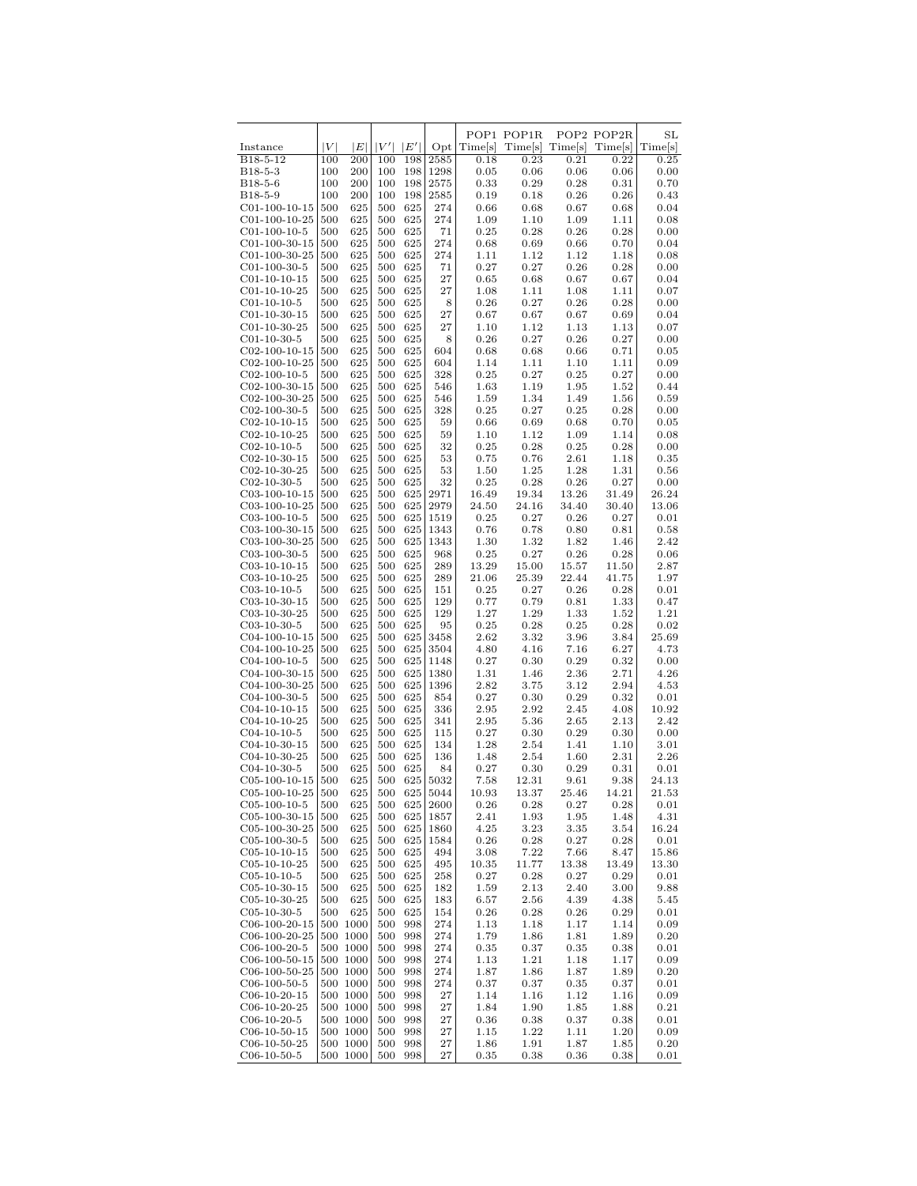| Instance | $\|V\|$ | $\|E\|$ | $\|V'\|$ | $\|E'\|$ | Opt | POP1 Time[s] | POP1R Time[s] | POP2 Time[s] | POP2R Time[s] | SL Time[s] |
|---|---|---|---|---|---|---|---|---|---|---|
| B18-5-12 | 100 | 200 | 100 | 198 | 2585 | 0.18 | 0.23 | 0.21 | 0.22 | 0.25 |
| B18-5-3 | 100 | 200 | 100 | 198 | 1298 | 0.05 | 0.06 | 0.06 | 0.06 | 0.00 |
| B18-5-6 | 100 | 200 | 100 | 198 | 2575 | 0.33 | 0.29 | 0.28 | 0.31 | 0.70 |
| B18-5-9 | 100 | 200 | 100 | 198 | 2585 | 0.19 | 0.18 | 0.26 | 0.26 | 0.43 |
| C01-100-10-15 | 500 | 625 | 500 | 625 | 274 | 0.66 | 0.68 | 0.67 | 0.68 | 0.04 |
| C01-100-10-25 | 500 | 625 | 500 | 625 | 274 | 1.09 | 1.10 | 1.09 | 1.11 | 0.08 |
| C01-100-10-5 | 500 | 625 | 500 | 625 | 71 | 0.25 | 0.28 | 0.26 | 0.28 | 0.00 |
| C01-100-30-15 | 500 | 625 | 500 | 625 | 274 | 0.68 | 0.69 | 0.66 | 0.70 | 0.04 |
| C01-100-30-25 | 500 | 625 | 500 | 625 | 274 | 1.11 | 1.12 | 1.12 | 1.18 | 0.08 |
| C01-100-30-5 | 500 | 625 | 500 | 625 | 71 | 0.27 | 0.27 | 0.26 | 0.28 | 0.00 |
| C01-10-10-15 | 500 | 625 | 500 | 625 | 27 | 0.65 | 0.68 | 0.67 | 0.67 | 0.04 |
| C01-10-10-25 | 500 | 625 | 500 | 625 | 27 | 1.08 | 1.11 | 1.08 | 1.11 | 0.07 |
| C01-10-10-5 | 500 | 625 | 500 | 625 | 8 | 0.26 | 0.27 | 0.26 | 0.28 | 0.00 |
| C01-10-30-15 | 500 | 625 | 500 | 625 | 27 | 0.67 | 0.67 | 0.67 | 0.69 | 0.04 |
| C01-10-30-25 | 500 | 625 | 500 | 625 | 27 | 1.10 | 1.12 | 1.13 | 1.13 | 0.07 |
| C01-10-30-5 | 500 | 625 | 500 | 625 | 8 | 0.26 | 0.27 | 0.26 | 0.27 | 0.00 |
| C02-100-10-15 | 500 | 625 | 500 | 625 | 604 | 0.68 | 0.68 | 0.66 | 0.71 | 0.05 |
| C02-100-10-25 | 500 | 625 | 500 | 625 | 604 | 1.14 | 1.11 | 1.10 | 1.11 | 0.09 |
| C02-100-10-5 | 500 | 625 | 500 | 625 | 328 | 0.25 | 0.27 | 0.25 | 0.27 | 0.00 |
| C02-100-30-15 | 500 | 625 | 500 | 625 | 546 | 1.63 | 1.19 | 1.95 | 1.52 | 0.44 |
| C02-100-30-25 | 500 | 625 | 500 | 625 | 546 | 1.59 | 1.34 | 1.49 | 1.56 | 0.59 |
| C02-100-30-5 | 500 | 625 | 500 | 625 | 328 | 0.25 | 0.27 | 0.25 | 0.28 | 0.00 |
| C02-10-10-15 | 500 | 625 | 500 | 625 | 59 | 0.66 | 0.69 | 0.68 | 0.70 | 0.05 |
| C02-10-10-25 | 500 | 625 | 500 | 625 | 59 | 1.10 | 1.12 | 1.09 | 1.14 | 0.08 |
| C02-10-10-5 | 500 | 625 | 500 | 625 | 32 | 0.25 | 0.28 | 0.25 | 0.28 | 0.00 |
| C02-10-30-15 | 500 | 625 | 500 | 625 | 53 | 0.75 | 0.76 | 2.61 | 1.18 | 0.35 |
| C02-10-30-25 | 500 | 625 | 500 | 625 | 53 | 1.50 | 1.25 | 1.28 | 1.31 | 0.56 |
| C02-10-30-5 | 500 | 625 | 500 | 625 | 32 | 0.25 | 0.28 | 0.26 | 0.27 | 0.00 |
| C03-100-10-15 | 500 | 625 | 500 | 625 | 2971 | 16.49 | 19.34 | 13.26 | 31.49 | 26.24 |
| C03-100-10-25 | 500 | 625 | 500 | 625 | 2979 | 24.50 | 24.16 | 34.40 | 30.40 | 13.06 |
| C03-100-10-5 | 500 | 625 | 500 | 625 | 1519 | 0.25 | 0.27 | 0.26 | 0.27 | 0.01 |
| C03-100-30-15 | 500 | 625 | 500 | 625 | 1343 | 0.76 | 0.78 | 0.80 | 0.81 | 0.58 |
| C03-100-30-25 | 500 | 625 | 500 | 625 | 1343 | 1.30 | 1.32 | 1.82 | 1.46 | 2.42 |
| C03-100-30-5 | 500 | 625 | 500 | 625 | 968 | 0.25 | 0.27 | 0.26 | 0.28 | 0.06 |
| C03-10-10-15 | 500 | 625 | 500 | 625 | 289 | 13.29 | 15.00 | 15.57 | 11.50 | 2.87 |
| C03-10-10-25 | 500 | 625 | 500 | 625 | 289 | 21.06 | 25.39 | 22.44 | 41.75 | 1.97 |
| C03-10-10-5 | 500 | 625 | 500 | 625 | 151 | 0.25 | 0.27 | 0.26 | 0.28 | 0.01 |
| C03-10-30-15 | 500 | 625 | 500 | 625 | 129 | 0.77 | 0.79 | 0.81 | 1.33 | 0.47 |
| C03-10-30-25 | 500 | 625 | 500 | 625 | 129 | 1.27 | 1.29 | 1.33 | 1.52 | 1.21 |
| C03-10-30-5 | 500 | 625 | 500 | 625 | 95 | 0.25 | 0.28 | 0.25 | 0.28 | 0.02 |
| C04-100-10-15 | 500 | 625 | 500 | 625 | 3458 | 2.62 | 3.32 | 3.96 | 3.84 | 25.69 |
| C04-100-10-25 | 500 | 625 | 500 | 625 | 3504 | 4.80 | 4.16 | 7.16 | 6.27 | 4.73 |
| C04-100-10-5 | 500 | 625 | 500 | 625 | 1148 | 0.27 | 0.30 | 0.29 | 0.32 | 0.00 |
| C04-100-30-15 | 500 | 625 | 500 | 625 | 1380 | 1.31 | 1.46 | 2.36 | 2.71 | 4.26 |
| C04-100-30-25 | 500 | 625 | 500 | 625 | 1396 | 2.82 | 3.75 | 3.12 | 2.94 | 4.53 |
| C04-100-30-5 | 500 | 625 | 500 | 625 | 854 | 0.27 | 0.30 | 0.29 | 0.32 | 0.01 |
| C04-10-10-15 | 500 | 625 | 500 | 625 | 336 | 2.95 | 2.92 | 2.45 | 4.08 | 10.92 |
| C04-10-10-25 | 500 | 625 | 500 | 625 | 341 | 2.95 | 5.36 | 2.65 | 2.13 | 2.42 |
| C04-10-10-5 | 500 | 625 | 500 | 625 | 115 | 0.27 | 0.30 | 0.29 | 0.30 | 0.00 |
| C04-10-30-15 | 500 | 625 | 500 | 625 | 134 | 1.28 | 2.54 | 1.41 | 1.10 | 3.01 |
| C04-10-30-25 | 500 | 625 | 500 | 625 | 136 | 1.48 | 2.54 | 1.60 | 2.31 | 2.26 |
| C04-10-30-5 | 500 | 625 | 500 | 625 | 84 | 0.27 | 0.30 | 0.29 | 0.31 | 0.01 |
| C05-100-10-15 | 500 | 625 | 500 | 625 | 5032 | 7.58 | 12.31 | 9.61 | 9.38 | 24.13 |
| C05-100-10-25 | 500 | 625 | 500 | 625 | 5044 | 10.93 | 13.37 | 25.46 | 14.21 | 21.53 |
| C05-100-10-5 | 500 | 625 | 500 | 625 | 2600 | 0.26 | 0.28 | 0.27 | 0.28 | 0.01 |
| C05-100-30-15 | 500 | 625 | 500 | 625 | 1857 | 2.41 | 1.93 | 1.95 | 1.48 | 4.31 |
| C05-100-30-25 | 500 | 625 | 500 | 625 | 1860 | 4.25 | 3.23 | 3.35 | 3.54 | 16.24 |
| C05-100-30-5 | 500 | 625 | 500 | 625 | 1584 | 0.26 | 0.28 | 0.27 | 0.28 | 0.01 |
| C05-10-10-15 | 500 | 625 | 500 | 625 | 494 | 3.08 | 7.22 | 7.66 | 8.47 | 15.86 |
| C05-10-10-25 | 500 | 625 | 500 | 625 | 495 | 10.35 | 11.77 | 13.38 | 13.49 | 13.30 |
| C05-10-10-5 | 500 | 625 | 500 | 625 | 258 | 0.27 | 0.28 | 0.27 | 0.29 | 0.01 |
| C05-10-30-15 | 500 | 625 | 500 | 625 | 182 | 1.59 | 2.13 | 2.40 | 3.00 | 9.88 |
| C05-10-30-25 | 500 | 625 | 500 | 625 | 183 | 6.57 | 2.56 | 4.39 | 4.38 | 5.45 |
| C05-10-30-5 | 500 | 625 | 500 | 625 | 154 | 0.26 | 0.28 | 0.26 | 0.29 | 0.01 |
| C06-100-20-15 | 500 | 1000 | 500 | 998 | 274 | 1.13 | 1.18 | 1.17 | 1.14 | 0.09 |
| C06-100-20-25 | 500 | 1000 | 500 | 998 | 274 | 1.79 | 1.86 | 1.81 | 1.89 | 0.20 |
| C06-100-20-5 | 500 | 1000 | 500 | 998 | 274 | 0.35 | 0.37 | 0.35 | 0.38 | 0.01 |
| C06-100-50-15 | 500 | 1000 | 500 | 998 | 274 | 1.13 | 1.21 | 1.18 | 1.17 | 0.09 |
| C06-100-50-25 | 500 | 1000 | 500 | 998 | 274 | 1.87 | 1.86 | 1.87 | 1.89 | 0.20 |
| C06-100-50-5 | 500 | 1000 | 500 | 998 | 274 | 0.37 | 0.37 | 0.35 | 0.37 | 0.01 |
| C06-10-20-15 | 500 | 1000 | 500 | 998 | 27 | 1.14 | 1.16 | 1.12 | 1.16 | 0.09 |
| C06-10-20-25 | 500 | 1000 | 500 | 998 | 27 | 1.84 | 1.90 | 1.85 | 1.88 | 0.21 |
| C06-10-20-5 | 500 | 1000 | 500 | 998 | 27 | 0.36 | 0.38 | 0.37 | 0.38 | 0.01 |
| C06-10-50-15 | 500 | 1000 | 500 | 998 | 27 | 1.15 | 1.22 | 1.11 | 1.20 | 0.09 |
| C06-10-50-25 | 500 | 1000 | 500 | 998 | 27 | 1.86 | 1.91 | 1.87 | 1.85 | 0.20 |
| C06-10-50-5 | 500 | 1000 | 500 | 998 | 27 | 0.35 | 0.38 | 0.36 | 0.38 | 0.01 |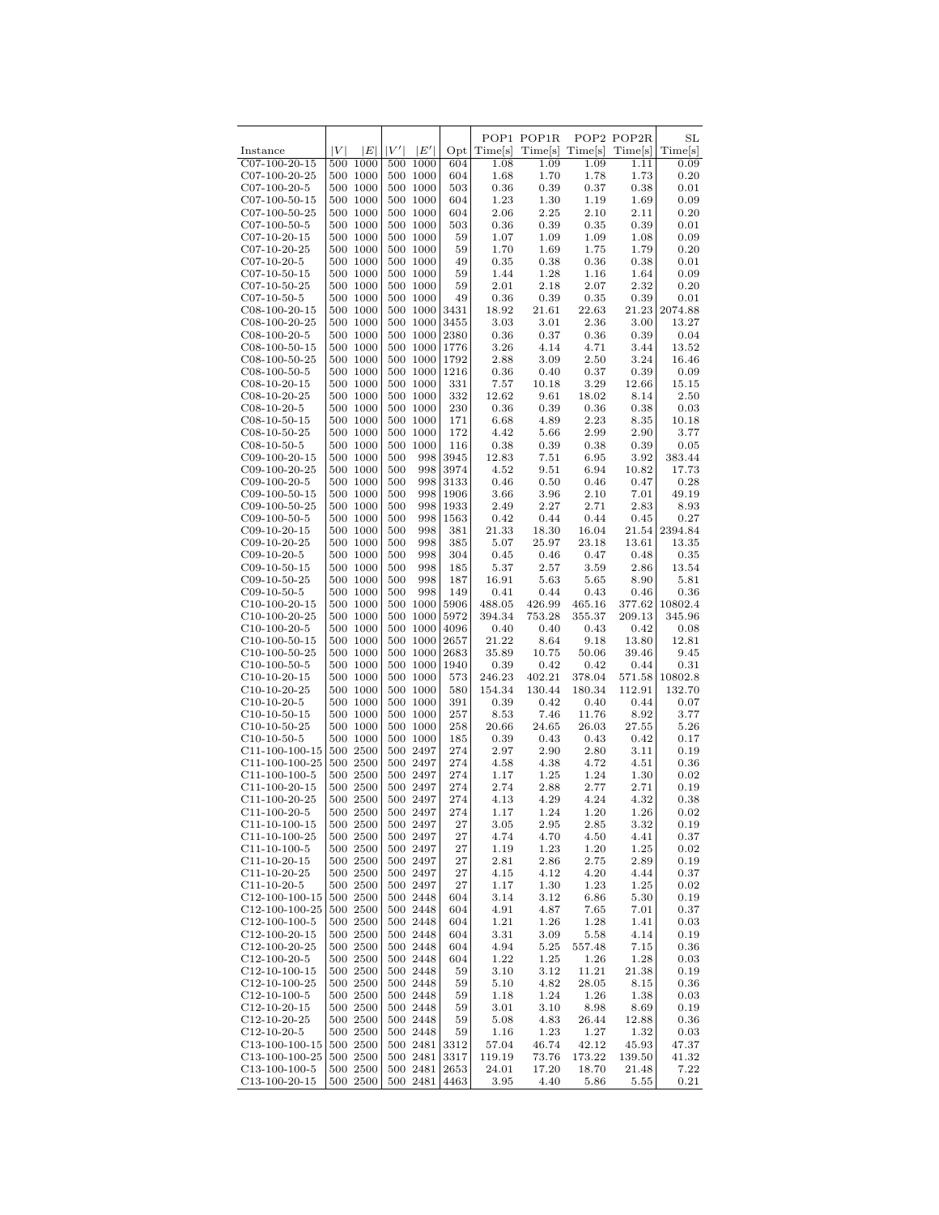| Instance | $\|V\|$ | $\|E\|$ | $\|V'\|$ | $\|E'\|$ | Opt | POP1 Time[s] | POP1R Time[s] | POP2 Time[s] | POP2R Time[s] | SL Time[s] |
|---|---|---|---|---|---|---|---|---|---|---|
| C07-100-20-15 | 500 | 1000 | 500 | 1000 | 604 | 1.08 | 1.09 | 1.09 | 1.11 | 0.09 |
| C07-100-20-25 | 500 | 1000 | 500 | 1000 | 604 | 1.68 | 1.70 | 1.78 | 1.73 | 0.20 |
| C07-100-20-5 | 500 | 1000 | 500 | 1000 | 503 | 0.36 | 0.39 | 0.37 | 0.38 | 0.01 |
| C07-100-50-15 | 500 | 1000 | 500 | 1000 | 604 | 1.23 | 1.30 | 1.19 | 1.69 | 0.09 |
| C07-100-50-25 | 500 | 1000 | 500 | 1000 | 604 | 2.06 | 2.25 | 2.10 | 2.11 | 0.20 |
| C07-100-50-5 | 500 | 1000 | 500 | 1000 | 503 | 0.36 | 0.39 | 0.35 | 0.39 | 0.01 |
| C07-10-20-15 | 500 | 1000 | 500 | 1000 | 59 | 1.07 | 1.09 | 1.09 | 1.08 | 0.09 |
| C07-10-20-25 | 500 | 1000 | 500 | 1000 | 59 | 1.70 | 1.69 | 1.75 | 1.79 | 0.20 |
| C07-10-20-5 | 500 | 1000 | 500 | 1000 | 49 | 0.35 | 0.38 | 0.36 | 0.38 | 0.01 |
| C07-10-50-15 | 500 | 1000 | 500 | 1000 | 59 | 1.44 | 1.28 | 1.16 | 1.64 | 0.09 |
| C07-10-50-25 | 500 | 1000 | 500 | 1000 | 59 | 2.01 | 2.18 | 2.07 | 2.32 | 0.20 |
| C07-10-50-5 | 500 | 1000 | 500 | 1000 | 49 | 0.36 | 0.39 | 0.35 | 0.39 | 0.01 |
| C08-100-20-15 | 500 | 1000 | 500 | 1000 | 3431 | 18.92 | 21.61 | 22.63 | 21.23 | 2074.88 |
| C08-100-20-25 | 500 | 1000 | 500 | 1000 | 3455 | 3.03 | 3.01 | 2.36 | 3.00 | 13.27 |
| C08-100-20-5 | 500 | 1000 | 500 | 1000 | 2380 | 0.36 | 0.37 | 0.36 | 0.39 | 0.04 |
| C08-100-50-15 | 500 | 1000 | 500 | 1000 | 1776 | 3.26 | 4.14 | 4.71 | 3.44 | 13.52 |
| C08-100-50-25 | 500 | 1000 | 500 | 1000 | 1792 | 2.88 | 3.09 | 2.50 | 3.24 | 16.46 |
| C08-100-50-5 | 500 | 1000 | 500 | 1000 | 1216 | 0.36 | 0.40 | 0.37 | 0.39 | 0.09 |
| C08-10-20-15 | 500 | 1000 | 500 | 1000 | 331 | 7.57 | 10.18 | 3.29 | 12.66 | 15.15 |
| C08-10-20-25 | 500 | 1000 | 500 | 1000 | 332 | 12.62 | 9.61 | 18.02 | 8.14 | 2.50 |
| C08-10-20-5 | 500 | 1000 | 500 | 1000 | 230 | 0.36 | 0.39 | 0.36 | 0.38 | 0.03 |
| C08-10-50-15 | 500 | 1000 | 500 | 1000 | 171 | 6.68 | 4.89 | 2.23 | 8.35 | 10.18 |
| C08-10-50-25 | 500 | 1000 | 500 | 1000 | 172 | 4.42 | 5.66 | 2.99 | 2.90 | 3.77 |
| C08-10-50-5 | 500 | 1000 | 500 | 1000 | 116 | 0.38 | 0.39 | 0.38 | 0.39 | 0.05 |
| C09-100-20-15 | 500 | 1000 | 500 | 998 | 3945 | 12.83 | 7.51 | 6.95 | 3.92 | 383.44 |
| C09-100-20-25 | 500 | 1000 | 500 | 998 | 3974 | 4.52 | 9.51 | 6.94 | 10.82 | 17.73 |
| C09-100-20-5 | 500 | 1000 | 500 | 998 | 3133 | 0.46 | 0.50 | 0.46 | 0.47 | 0.28 |
| C09-100-50-15 | 500 | 1000 | 500 | 998 | 1906 | 3.66 | 3.96 | 2.10 | 7.01 | 49.19 |
| C09-100-50-25 | 500 | 1000 | 500 | 998 | 1933 | 2.49 | 2.27 | 2.71 | 2.83 | 8.93 |
| C09-100-50-5 | 500 | 1000 | 500 | 998 | 1563 | 0.42 | 0.44 | 0.44 | 0.45 | 0.27 |
| C09-10-20-15 | 500 | 1000 | 500 | 998 | 381 | 21.33 | 18.30 | 16.04 | 21.54 | 2394.84 |
| C09-10-20-25 | 500 | 1000 | 500 | 998 | 385 | 5.07 | 25.97 | 23.18 | 13.61 | 13.35 |
| C09-10-20-5 | 500 | 1000 | 500 | 998 | 304 | 0.45 | 0.46 | 0.47 | 0.48 | 0.35 |
| C09-10-50-15 | 500 | 1000 | 500 | 998 | 185 | 5.37 | 2.57 | 3.59 | 2.86 | 13.54 |
| C09-10-50-25 | 500 | 1000 | 500 | 998 | 187 | 16.91 | 5.63 | 5.65 | 8.90 | 5.81 |
| C09-10-50-5 | 500 | 1000 | 500 | 998 | 149 | 0.41 | 0.44 | 0.43 | 0.46 | 0.36 |
| C10-100-20-15 | 500 | 1000 | 500 | 1000 | 5906 | 488.05 | 426.99 | 465.16 | 377.62 | 10802.4 |
| C10-100-20-25 | 500 | 1000 | 500 | 1000 | 5972 | 394.34 | 753.28 | 355.37 | 209.13 | 345.96 |
| C10-100-20-5 | 500 | 1000 | 500 | 1000 | 4096 | 0.40 | 0.40 | 0.43 | 0.42 | 0.08 |
| C10-100-50-15 | 500 | 1000 | 500 | 1000 | 2657 | 21.22 | 8.64 | 9.18 | 13.80 | 12.81 |
| C10-100-50-25 | 500 | 1000 | 500 | 1000 | 2683 | 35.89 | 10.75 | 50.06 | 39.46 | 9.45 |
| C10-100-50-5 | 500 | 1000 | 500 | 1000 | 1940 | 0.39 | 0.42 | 0.42 | 0.44 | 0.31 |
| C10-10-20-15 | 500 | 1000 | 500 | 1000 | 573 | 246.23 | 402.21 | 378.04 | 571.58 | 10802.8 |
| C10-10-20-25 | 500 | 1000 | 500 | 1000 | 580 | 154.34 | 130.44 | 180.34 | 112.91 | 132.70 |
| C10-10-20-5 | 500 | 1000 | 500 | 1000 | 391 | 0.39 | 0.42 | 0.40 | 0.44 | 0.07 |
| C10-10-50-15 | 500 | 1000 | 500 | 1000 | 257 | 8.53 | 7.46 | 11.76 | 8.92 | 3.77 |
| C10-10-50-25 | 500 | 1000 | 500 | 1000 | 258 | 20.66 | 24.65 | 26.03 | 27.55 | 5.26 |
| C10-10-50-5 | 500 | 1000 | 500 | 1000 | 185 | 0.39 | 0.43 | 0.43 | 0.42 | 0.17 |
| C11-100-100-15 | 500 | 2500 | 500 | 2497 | 274 | 2.97 | 2.90 | 2.80 | 3.11 | 0.19 |
| C11-100-100-25 | 500 | 2500 | 500 | 2497 | 274 | 4.58 | 4.38 | 4.72 | 4.51 | 0.36 |
| C11-100-100-5 | 500 | 2500 | 500 | 2497 | 274 | 1.17 | 1.25 | 1.24 | 1.30 | 0.02 |
| C11-100-20-15 | 500 | 2500 | 500 | 2497 | 274 | 2.74 | 2.88 | 2.77 | 2.71 | 0.19 |
| C11-100-20-25 | 500 | 2500 | 500 | 2497 | 274 | 4.13 | 4.29 | 4.24 | 4.32 | 0.38 |
| C11-100-20-5 | 500 | 2500 | 500 | 2497 | 274 | 1.17 | 1.24 | 1.20 | 1.26 | 0.02 |
| C11-10-100-15 | 500 | 2500 | 500 | 2497 | 27 | 3.05 | 2.95 | 2.85 | 3.32 | 0.19 |
| C11-10-100-25 | 500 | 2500 | 500 | 2497 | 27 | 4.74 | 4.70 | 4.50 | 4.41 | 0.37 |
| C11-10-100-5 | 500 | 2500 | 500 | 2497 | 27 | 1.19 | 1.23 | 1.20 | 1.25 | 0.02 |
| C11-10-20-15 | 500 | 2500 | 500 | 2497 | 27 | 2.81 | 2.86 | 2.75 | 2.89 | 0.19 |
| C11-10-20-25 | 500 | 2500 | 500 | 2497 | 27 | 4.15 | 4.12 | 4.20 | 4.44 | 0.37 |
| C11-10-20-5 | 500 | 2500 | 500 | 2497 | 27 | 1.17 | 1.30 | 1.23 | 1.25 | 0.02 |
| C12-100-100-15 | 500 | 2500 | 500 | 2448 | 604 | 3.14 | 3.12 | 6.86 | 5.30 | 0.19 |
| C12-100-100-25 | 500 | 2500 | 500 | 2448 | 604 | 4.91 | 4.87 | 7.65 | 7.01 | 0.37 |
| C12-100-100-5 | 500 | 2500 | 500 | 2448 | 604 | 1.21 | 1.26 | 1.28 | 1.41 | 0.03 |
| C12-100-20-15 | 500 | 2500 | 500 | 2448 | 604 | 3.31 | 3.09 | 5.58 | 4.14 | 0.19 |
| C12-100-20-25 | 500 | 2500 | 500 | 2448 | 604 | 4.94 | 5.25 | 557.48 | 7.15 | 0.36 |
| C12-100-20-5 | 500 | 2500 | 500 | 2448 | 604 | 1.22 | 1.25 | 1.26 | 1.28 | 0.03 |
| C12-10-100-15 | 500 | 2500 | 500 | 2448 | 59 | 3.10 | 3.12 | 11.21 | 21.38 | 0.19 |
| C12-10-100-25 | 500 | 2500 | 500 | 2448 | 59 | 5.10 | 4.82 | 28.05 | 8.15 | 0.36 |
| C12-10-100-5 | 500 | 2500 | 500 | 2448 | 59 | 1.18 | 1.24 | 1.26 | 1.38 | 0.03 |
| C12-10-20-15 | 500 | 2500 | 500 | 2448 | 59 | 3.01 | 3.10 | 8.98 | 8.69 | 0.19 |
| C12-10-20-25 | 500 | 2500 | 500 | 2448 | 59 | 5.08 | 4.83 | 26.44 | 12.88 | 0.36 |
| C12-10-20-5 | 500 | 2500 | 500 | 2448 | 59 | 1.16 | 1.23 | 1.27 | 1.32 | 0.03 |
| C13-100-100-15 | 500 | 2500 | 500 | 2481 | 3312 | 57.04 | 46.74 | 42.12 | 45.93 | 47.37 |
| C13-100-100-25 | 500 | 2500 | 500 | 2481 | 3317 | 119.19 | 73.76 | 173.22 | 139.50 | 41.32 |
| C13-100-100-5 | 500 | 2500 | 500 | 2481 | 2653 | 24.01 | 17.20 | 18.70 | 21.48 | 7.22 |
| C13-100-20-15 | 500 | 2500 | 500 | 2481 | 4463 | 3.95 | 4.40 | 5.86 | 5.55 | 0.21 |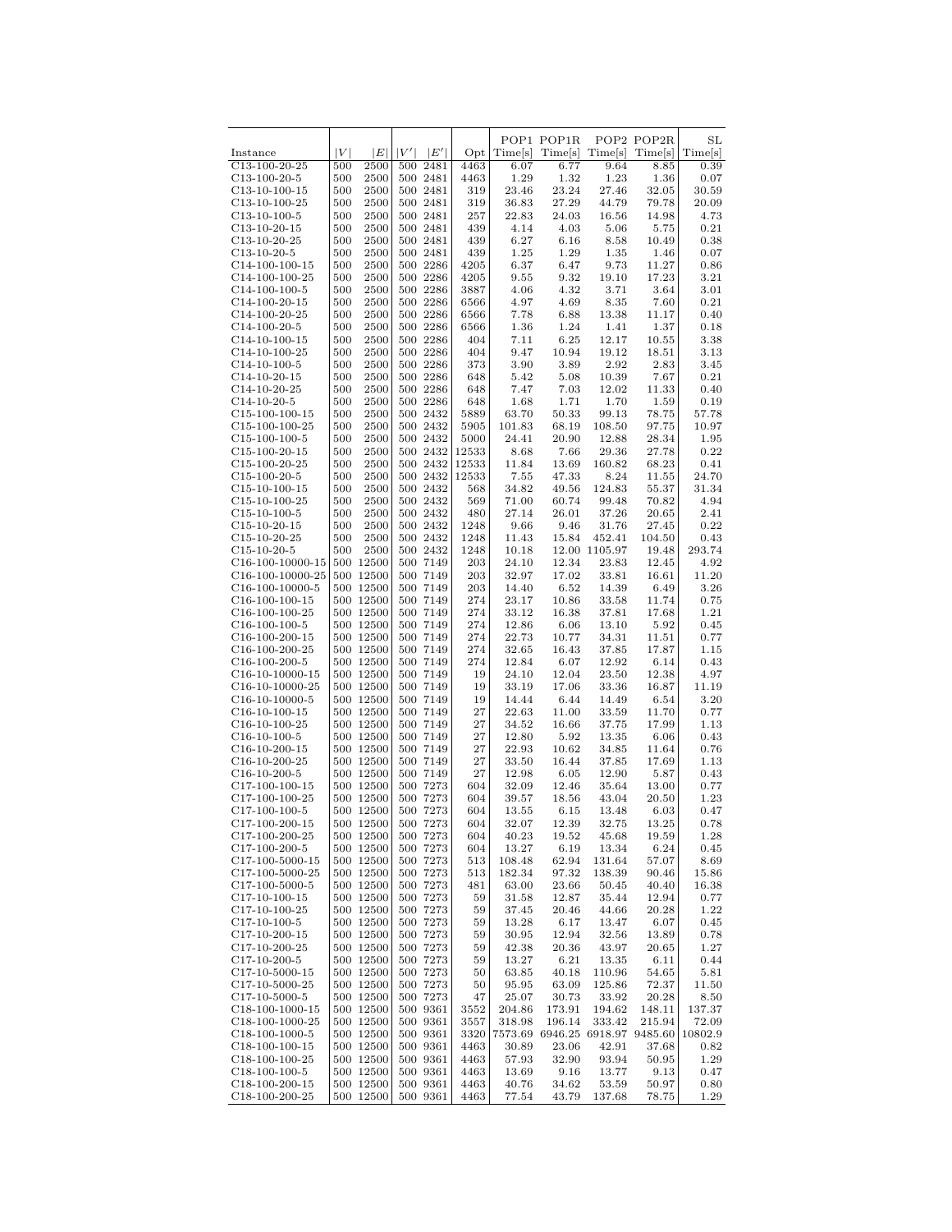| Instance | $\|V\|$ | $\|E\|$ | $\|V'\|$ | $\|E'\|$ | Opt | POP1 Time[s] | POP1R Time[s] | POP2 Time[s] | POP2R Time[s] | SL Time[s] |
|---|---|---|---|---|---|---|---|---|---|---|
| C13-100-20-25 | 500 | 2500 | 500 | 2481 | 4463 | 6.07 | 6.77 | 9.64 | 8.85 | 0.39 |
| C13-100-20-5 | 500 | 2500 | 500 | 2481 | 4463 | 1.29 | 1.32 | 1.23 | 1.36 | 0.07 |
| C13-10-100-15 | 500 | 2500 | 500 | 2481 | 319 | 23.46 | 23.24 | 27.46 | 32.05 | 30.59 |
| C13-10-100-25 | 500 | 2500 | 500 | 2481 | 319 | 36.83 | 27.29 | 44.79 | 79.78 | 20.09 |
| C13-10-100-5 | 500 | 2500 | 500 | 2481 | 257 | 22.83 | 24.03 | 16.56 | 14.98 | 4.73 |
| C13-10-20-15 | 500 | 2500 | 500 | 2481 | 439 | 4.14 | 4.03 | 5.06 | 5.75 | 0.21 |
| C13-10-20-25 | 500 | 2500 | 500 | 2481 | 439 | 6.27 | 6.16 | 8.58 | 10.49 | 0.38 |
| C13-10-20-5 | 500 | 2500 | 500 | 2481 | 439 | 1.25 | 1.29 | 1.35 | 1.46 | 0.07 |
| C14-100-100-15 | 500 | 2500 | 500 | 2286 | 4205 | 6.37 | 6.47 | 9.73 | 11.27 | 0.86 |
| C14-100-100-25 | 500 | 2500 | 500 | 2286 | 4205 | 9.55 | 9.32 | 19.10 | 17.23 | 3.21 |
| C14-100-100-5 | 500 | 2500 | 500 | 2286 | 3887 | 4.06 | 4.32 | 3.71 | 3.64 | 3.01 |
| C14-100-20-15 | 500 | 2500 | 500 | 2286 | 6566 | 4.97 | 4.69 | 8.35 | 7.60 | 0.21 |
| C14-100-20-25 | 500 | 2500 | 500 | 2286 | 6566 | 7.78 | 6.88 | 13.38 | 11.17 | 0.40 |
| C14-100-20-5 | 500 | 2500 | 500 | 2286 | 6566 | 1.36 | 1.24 | 1.41 | 1.37 | 0.18 |
| C14-10-100-15 | 500 | 2500 | 500 | 2286 | 404 | 7.11 | 6.25 | 12.17 | 10.55 | 3.38 |
| C14-10-100-25 | 500 | 2500 | 500 | 2286 | 404 | 9.47 | 10.94 | 19.12 | 18.51 | 3.13 |
| C14-10-100-5 | 500 | 2500 | 500 | 2286 | 373 | 3.90 | 3.89 | 2.92 | 2.83 | 3.45 |
| C14-10-20-15 | 500 | 2500 | 500 | 2286 | 648 | 5.42 | 5.08 | 10.39 | 7.67 | 0.21 |
| C14-10-20-25 | 500 | 2500 | 500 | 2286 | 648 | 7.47 | 7.03 | 12.02 | 11.33 | 0.40 |
| C14-10-20-5 | 500 | 2500 | 500 | 2286 | 648 | 1.68 | 1.71 | 1.70 | 1.59 | 0.19 |
| C15-100-100-15 | 500 | 2500 | 500 | 2432 | 5889 | 63.70 | 50.33 | 99.13 | 78.75 | 57.78 |
| C15-100-100-25 | 500 | 2500 | 500 | 2432 | 5905 | 101.83 | 68.19 | 108.50 | 97.75 | 10.97 |
| C15-100-100-5 | 500 | 2500 | 500 | 2432 | 5000 | 24.41 | 20.90 | 12.88 | 28.34 | 1.95 |
| C15-100-20-15 | 500 | 2500 | 500 | 2432 | 12533 | 8.68 | 7.66 | 29.36 | 27.78 | 0.22 |
| C15-100-20-25 | 500 | 2500 | 500 | 2432 | 12533 | 11.84 | 13.69 | 160.82 | 68.23 | 0.41 |
| C15-100-20-5 | 500 | 2500 | 500 | 2432 | 12533 | 7.55 | 47.33 | 8.24 | 11.55 | 24.70 |
| C15-10-100-15 | 500 | 2500 | 500 | 2432 | 568 | 34.82 | 49.56 | 124.83 | 55.37 | 31.34 |
| C15-10-100-25 | 500 | 2500 | 500 | 2432 | 569 | 71.00 | 60.74 | 99.48 | 70.82 | 4.94 |
| C15-10-100-5 | 500 | 2500 | 500 | 2432 | 480 | 27.14 | 26.01 | 37.26 | 20.65 | 2.41 |
| C15-10-20-15 | 500 | 2500 | 500 | 2432 | 1248 | 9.66 | 9.46 | 31.76 | 27.45 | 0.22 |
| C15-10-20-25 | 500 | 2500 | 500 | 2432 | 1248 | 11.43 | 15.84 | 452.41 | 104.50 | 0.43 |
| C15-10-20-5 | 500 | 2500 | 500 | 2432 | 1248 | 10.18 | 12.00 | 1105.97 | 19.48 | 293.74 |
| C16-100-10000-15 | 500 | 12500 | 500 | 7149 | 203 | 24.10 | 12.34 | 23.83 | 12.45 | 4.92 |
| C16-100-10000-25 | 500 | 12500 | 500 | 7149 | 203 | 32.97 | 17.02 | 33.81 | 16.61 | 11.20 |
| C16-100-10000-5 | 500 | 12500 | 500 | 7149 | 203 | 14.40 | 6.52 | 14.39 | 6.49 | 3.26 |
| C16-100-100-15 | 500 | 12500 | 500 | 7149 | 274 | 23.17 | 10.86 | 33.58 | 11.74 | 0.75 |
| C16-100-100-25 | 500 | 12500 | 500 | 7149 | 274 | 33.12 | 16.38 | 37.81 | 17.68 | 1.21 |
| C16-100-100-5 | 500 | 12500 | 500 | 7149 | 274 | 12.86 | 6.06 | 13.10 | 5.92 | 0.45 |
| C16-100-200-15 | 500 | 12500 | 500 | 7149 | 274 | 22.73 | 10.77 | 34.31 | 11.51 | 0.77 |
| C16-100-200-25 | 500 | 12500 | 500 | 7149 | 274 | 32.65 | 16.43 | 37.85 | 17.87 | 1.15 |
| C16-100-200-5 | 500 | 12500 | 500 | 7149 | 274 | 12.84 | 6.07 | 12.92 | 6.14 | 0.43 |
| C16-10-10000-15 | 500 | 12500 | 500 | 7149 | 19 | 24.10 | 12.04 | 23.50 | 12.38 | 4.97 |
| C16-10-10000-25 | 500 | 12500 | 500 | 7149 | 19 | 33.19 | 17.06 | 33.36 | 16.87 | 11.19 |
| C16-10-10000-5 | 500 | 12500 | 500 | 7149 | 19 | 14.44 | 6.44 | 14.49 | 6.54 | 3.20 |
| C16-10-100-15 | 500 | 12500 | 500 | 7149 | 27 | 22.63 | 11.00 | 33.59 | 11.70 | 0.77 |
| C16-10-100-25 | 500 | 12500 | 500 | 7149 | 27 | 34.52 | 16.66 | 37.75 | 17.99 | 1.13 |
| C16-10-100-5 | 500 | 12500 | 500 | 7149 | 27 | 12.80 | 5.92 | 13.35 | 6.06 | 0.43 |
| C16-10-200-15 | 500 | 12500 | 500 | 7149 | 27 | 22.93 | 10.62 | 34.85 | 11.64 | 0.76 |
| C16-10-200-25 | 500 | 12500 | 500 | 7149 | 27 | 33.50 | 16.44 | 37.85 | 17.69 | 1.13 |
| C16-10-200-5 | 500 | 12500 | 500 | 7149 | 27 | 12.98 | 6.05 | 12.90 | 5.87 | 0.43 |
| C17-100-100-15 | 500 | 12500 | 500 | 7273 | 604 | 32.09 | 12.46 | 35.64 | 13.00 | 0.77 |
| C17-100-100-25 | 500 | 12500 | 500 | 7273 | 604 | 39.57 | 18.56 | 43.04 | 20.50 | 1.23 |
| C17-100-100-5 | 500 | 12500 | 500 | 7273 | 604 | 13.55 | 6.15 | 13.48 | 6.03 | 0.47 |
| C17-100-200-15 | 500 | 12500 | 500 | 7273 | 604 | 32.07 | 12.39 | 32.75 | 13.25 | 0.78 |
| C17-100-200-25 | 500 | 12500 | 500 | 7273 | 604 | 40.23 | 19.52 | 45.68 | 19.59 | 1.28 |
| C17-100-200-5 | 500 | 12500 | 500 | 7273 | 604 | 13.27 | 6.19 | 13.34 | 6.24 | 0.45 |
| C17-100-5000-15 | 500 | 12500 | 500 | 7273 | 513 | 108.48 | 62.94 | 131.64 | 57.07 | 8.69 |
| C17-100-5000-25 | 500 | 12500 | 500 | 7273 | 513 | 182.34 | 97.32 | 138.39 | 90.46 | 15.86 |
| C17-100-5000-5 | 500 | 12500 | 500 | 7273 | 481 | 63.00 | 23.66 | 50.45 | 40.40 | 16.38 |
| C17-10-100-15 | 500 | 12500 | 500 | 7273 | 59 | 31.58 | 12.87 | 35.44 | 12.94 | 0.77 |
| C17-10-100-25 | 500 | 12500 | 500 | 7273 | 59 | 37.45 | 20.46 | 44.66 | 20.28 | 1.22 |
| C17-10-100-5 | 500 | 12500 | 500 | 7273 | 59 | 13.28 | 6.17 | 13.47 | 6.07 | 0.45 |
| C17-10-200-15 | 500 | 12500 | 500 | 7273 | 59 | 30.95 | 12.94 | 32.56 | 13.89 | 0.78 |
| C17-10-200-25 | 500 | 12500 | 500 | 7273 | 59 | 42.38 | 20.36 | 43.97 | 20.65 | 1.27 |
| C17-10-200-5 | 500 | 12500 | 500 | 7273 | 59 | 13.27 | 6.21 | 13.35 | 6.11 | 0.44 |
| C17-10-5000-15 | 500 | 12500 | 500 | 7273 | 50 | 63.85 | 40.18 | 110.96 | 54.65 | 5.81 |
| C17-10-5000-25 | 500 | 12500 | 500 | 7273 | 50 | 95.95 | 63.09 | 125.86 | 72.37 | 11.50 |
| C17-10-5000-5 | 500 | 12500 | 500 | 7273 | 47 | 25.07 | 30.73 | 33.92 | 20.28 | 8.50 |
| C18-100-1000-15 | 500 | 12500 | 500 | 9361 | 3552 | 204.86 | 173.91 | 194.62 | 148.11 | 137.37 |
| C18-100-1000-25 | 500 | 12500 | 500 | 9361 | 3557 | 318.98 | 196.14 | 333.42 | 215.94 | 72.09 |
| C18-100-1000-5 | 500 | 12500 | 500 | 9361 | 3320 | 7573.69 | 6946.25 | 6918.97 | 9485.60 | 10802.9 |
| C18-100-100-15 | 500 | 12500 | 500 | 9361 | 4463 | 30.89 | 23.06 | 42.91 | 37.68 | 0.82 |
| C18-100-100-25 | 500 | 12500 | 500 | 9361 | 4463 | 57.93 | 32.90 | 93.94 | 50.95 | 1.29 |
| C18-100-100-5 | 500 | 12500 | 500 | 9361 | 4463 | 13.69 | 9.16 | 13.77 | 9.13 | 0.47 |
| C18-100-200-15 | 500 | 12500 | 500 | 9361 | 4463 | 40.76 | 34.62 | 53.59 | 50.97 | 0.80 |
| C18-100-200-25 | 500 | 12500 | 500 | 9361 | 4463 | 77.54 | 43.79 | 137.68 | 78.75 | 1.29 |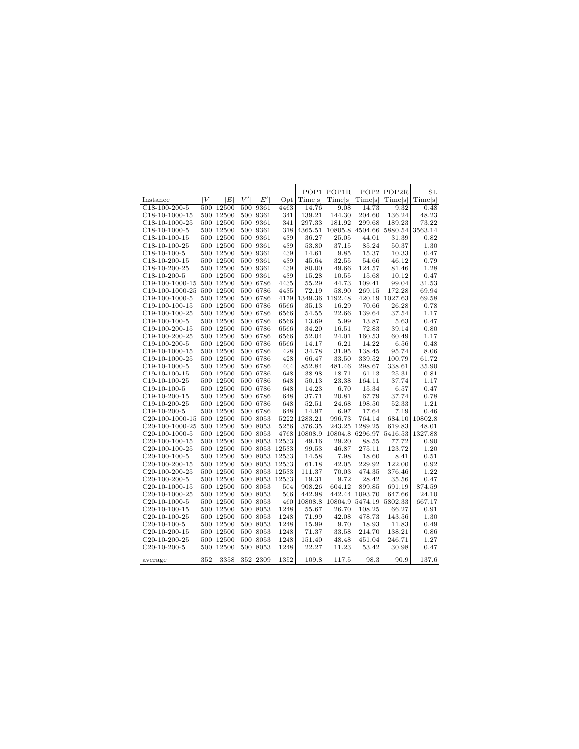| Instance | $\|V\|$ | $\|E\|$ | $\|V'\|$ | $\|E'\|$ | Opt | POP1 Time[s] | POP1R Time[s] | POP2 Time[s] | POP2R Time[s] | SL Time[s] |
|---|---|---|---|---|---|---|---|---|---|---|
| C18-100-200-5 | 500 | 12500 | 500 | 9361 | 4463 | 14.76 | 9.08 | 14.73 | 9.32 | 0.48 |
| C18-10-1000-15 | 500 | 12500 | 500 | 9361 | 341 | 139.21 | 144.30 | 204.60 | 136.24 | 48.23 |
| C18-10-1000-25 | 500 | 12500 | 500 | 9361 | 341 | 297.33 | 181.92 | 299.68 | 189.23 | 73.22 |
| C18-10-1000-5 | 500 | 12500 | 500 | 9361 | 318 | 4365.51 | 10805.8 | 4504.66 | 5880.54 | 3563.14 |
| C18-10-100-15 | 500 | 12500 | 500 | 9361 | 439 | 36.27 | 25.05 | 44.01 | 31.39 | 0.82 |
| C18-10-100-25 | 500 | 12500 | 500 | 9361 | 439 | 53.80 | 37.15 | 85.24 | 50.37 | 1.30 |
| C18-10-100-5 | 500 | 12500 | 500 | 9361 | 439 | 14.61 | 9.85 | 15.37 | 10.33 | 0.47 |
| C18-10-200-15 | 500 | 12500 | 500 | 9361 | 439 | 45.64 | 32.55 | 54.66 | 46.12 | 0.79 |
| C18-10-200-25 | 500 | 12500 | 500 | 9361 | 439 | 80.00 | 49.66 | 124.57 | 81.46 | 1.28 |
| C18-10-200-5 | 500 | 12500 | 500 | 9361 | 439 | 15.28 | 10.55 | 15.68 | 10.12 | 0.47 |
| C19-100-1000-15 | 500 | 12500 | 500 | 6786 | 4435 | 55.29 | 44.73 | 109.41 | 99.04 | 31.53 |
| C19-100-1000-25 | 500 | 12500 | 500 | 6786 | 4435 | 72.19 | 58.90 | 269.15 | 172.28 | 69.94 |
| C19-100-1000-5 | 500 | 12500 | 500 | 6786 | 4179 | 1349.36 | 1192.48 | 420.19 | 1027.63 | 69.58 |
| C19-100-100-15 | 500 | 12500 | 500 | 6786 | 6566 | 35.13 | 16.29 | 70.66 | 26.28 | 0.78 |
| C19-100-100-25 | 500 | 12500 | 500 | 6786 | 6566 | 54.55 | 22.66 | 139.64 | 37.54 | 1.17 |
| C19-100-100-5 | 500 | 12500 | 500 | 6786 | 6566 | 13.69 | 5.99 | 13.87 | 5.63 | 0.47 |
| C19-100-200-15 | 500 | 12500 | 500 | 6786 | 6566 | 34.20 | 16.51 | 72.83 | 39.14 | 0.80 |
| C19-100-200-25 | 500 | 12500 | 500 | 6786 | 6566 | 52.04 | 24.01 | 160.53 | 60.49 | 1.17 |
| C19-100-200-5 | 500 | 12500 | 500 | 6786 | 6566 | 14.17 | 6.21 | 14.22 | 6.56 | 0.48 |
| C19-10-1000-15 | 500 | 12500 | 500 | 6786 | 428 | 34.78 | 31.95 | 138.45 | 95.74 | 8.06 |
| C19-10-1000-25 | 500 | 12500 | 500 | 6786 | 428 | 66.47 | 33.50 | 339.52 | 100.79 | 61.72 |
| C19-10-1000-5 | 500 | 12500 | 500 | 6786 | 404 | 852.84 | 481.46 | 298.67 | 338.61 | 35.90 |
| C19-10-100-15 | 500 | 12500 | 500 | 6786 | 648 | 38.98 | 18.71 | 61.13 | 25.31 | 0.81 |
| C19-10-100-25 | 500 | 12500 | 500 | 6786 | 648 | 50.13 | 23.38 | 164.11 | 37.74 | 1.17 |
| C19-10-100-5 | 500 | 12500 | 500 | 6786 | 648 | 14.23 | 6.70 | 15.34 | 6.57 | 0.47 |
| C19-10-200-15 | 500 | 12500 | 500 | 6786 | 648 | 37.71 | 20.81 | 67.79 | 37.74 | 0.78 |
| C19-10-200-25 | 500 | 12500 | 500 | 6786 | 648 | 52.51 | 24.68 | 198.50 | 52.33 | 1.21 |
| C19-10-200-5 | 500 | 12500 | 500 | 6786 | 648 | 14.97 | 6.97 | 17.64 | 7.19 | 0.46 |
| C20-100-1000-15 | 500 | 12500 | 500 | 8053 | 5222 | 1283.21 | 996.73 | 764.14 | 684.10 | 10802.8 |
| C20-100-1000-25 | 500 | 12500 | 500 | 8053 | 5256 | 376.35 | 243.25 | 1289.25 | 619.83 | 48.01 |
| C20-100-1000-5 | 500 | 12500 | 500 | 8053 | 4768 | 10808.9 | 10804.8 | 6296.97 | 5416.53 | 1327.88 |
| C20-100-100-15 | 500 | 12500 | 500 | 8053 | 12533 | 49.16 | 29.20 | 88.55 | 77.72 | 0.90 |
| C20-100-100-25 | 500 | 12500 | 500 | 8053 | 12533 | 99.53 | 46.87 | 275.11 | 123.72 | 1.20 |
| C20-100-100-5 | 500 | 12500 | 500 | 8053 | 12533 | 14.58 | 7.98 | 18.60 | 8.41 | 0.51 |
| C20-100-200-15 | 500 | 12500 | 500 | 8053 | 12533 | 61.18 | 42.05 | 229.92 | 122.00 | 0.92 |
| C20-100-200-25 | 500 | 12500 | 500 | 8053 | 12533 | 111.37 | 70.03 | 474.35 | 376.46 | 1.22 |
| C20-100-200-5 | 500 | 12500 | 500 | 8053 | 12533 | 19.31 | 9.72 | 28.42 | 35.56 | 0.47 |
| C20-10-1000-15 | 500 | 12500 | 500 | 8053 | 504 | 908.26 | 604.12 | 899.85 | 691.19 | 874.59 |
| C20-10-1000-25 | 500 | 12500 | 500 | 8053 | 506 | 442.98 | 442.44 | 1093.70 | 647.66 | 24.10 |
| C20-10-1000-5 | 500 | 12500 | 500 | 8053 | 460 | 10808.8 | 10804.9 | 5474.19 | 5802.33 | 667.17 |
| C20-10-100-15 | 500 | 12500 | 500 | 8053 | 1248 | 55.67 | 26.70 | 108.25 | 66.27 | 0.91 |
| C20-10-100-25 | 500 | 12500 | 500 | 8053 | 1248 | 71.99 | 42.08 | 478.73 | 143.56 | 1.30 |
| C20-10-100-5 | 500 | 12500 | 500 | 8053 | 1248 | 15.99 | 9.70 | 18.93 | 11.83 | 0.49 |
| C20-10-200-15 | 500 | 12500 | 500 | 8053 | 1248 | 71.37 | 33.58 | 214.70 | 138.21 | 0.86 |
| C20-10-200-25 | 500 | 12500 | 500 | 8053 | 1248 | 151.40 | 48.48 | 451.04 | 246.71 | 1.27 |
| C20-10-200-5 | 500 | 12500 | 500 | 8053 | 1248 | 22.27 | 11.23 | 53.42 | 30.98 | 0.47 |
| average | 352 | 3358 | 352 | 2309 | 1352 | 109.8 | 117.5 | 98.3 | 90.9 | 137.6 |